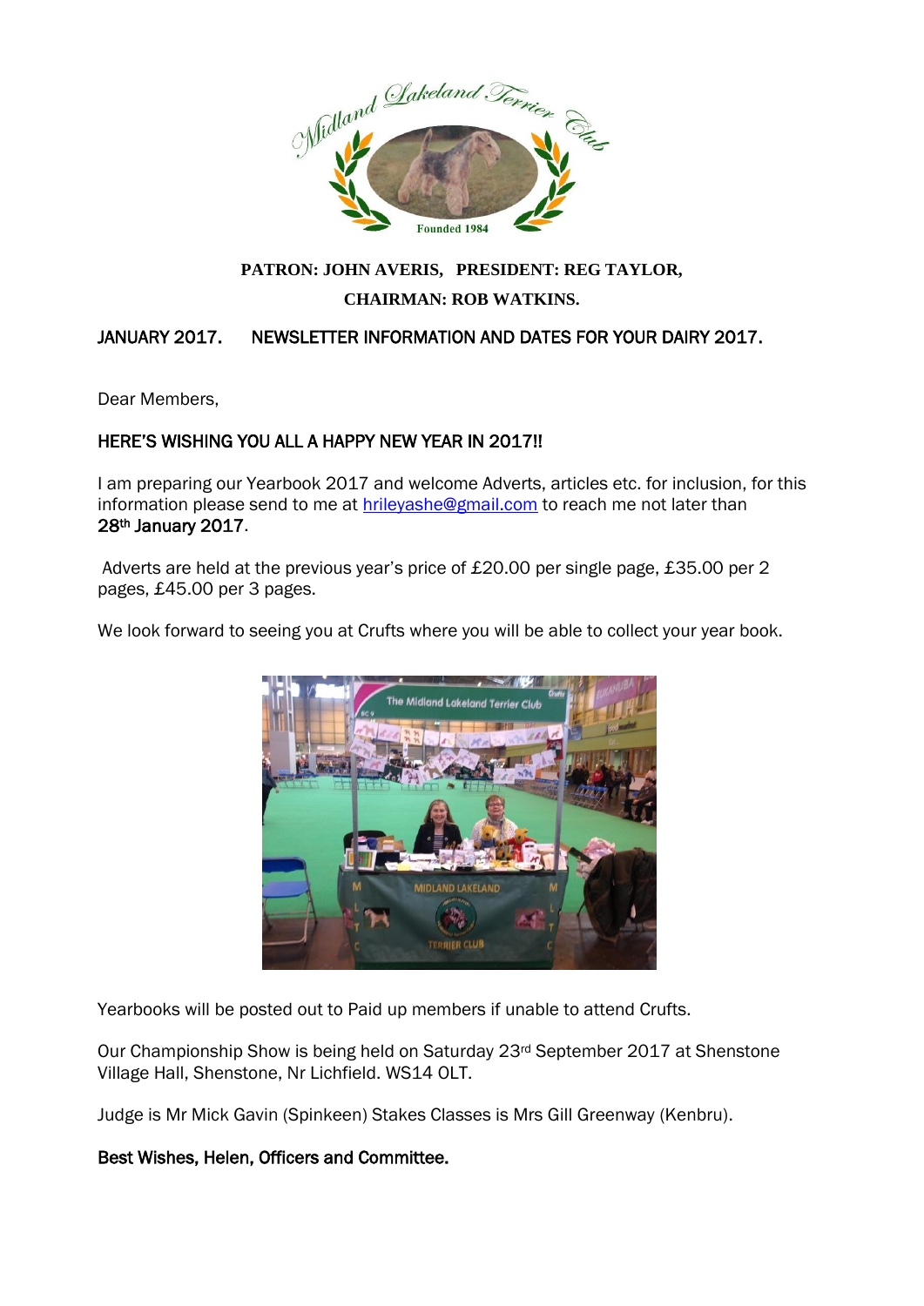Midland Lakeland Terrier Club

Founded 1984

**PATRON: JOHN AVERIS, PRESIDENT: REG TAYLOR,**

**CHAIRMAN: ROB WATKINS.**

JANUARY 2017. NEWSLETTER INFORMATION AND DATES FOR YOUR DAIRY 2017.

Dear Members,

HERE'S WISHING YOU ALL A HAPPY NEW YEAR IN 2017!!

I am preparing our Yearbook 2017 and welcome Adverts, articles etc. for inclusion, for this information please send to me at hrileyashe@gmail.com to reach me not later than 28th January 2017.

Adverts are held at the previous year's price of £20.00 per single page, £35.00 per 2 pages, £45.00 per 3 pages.

We look forward to seeing you at Crufts where you will be able to collect your year book.

Yearbooks will be posted out to Paid up members if unable to attend Crufts.

Our Championship Show is being held on Saturday 23rd September 2017 at Shenstone Village Hall, Shenstone, Nr Lichfield. WS14 0LT.

Judge is Mr Mick Gavin (Spinkeen) Stakes Classes is Mrs Gill Greenway (Kenbru).

**Best Wishes, Helen, Officers and Committee.**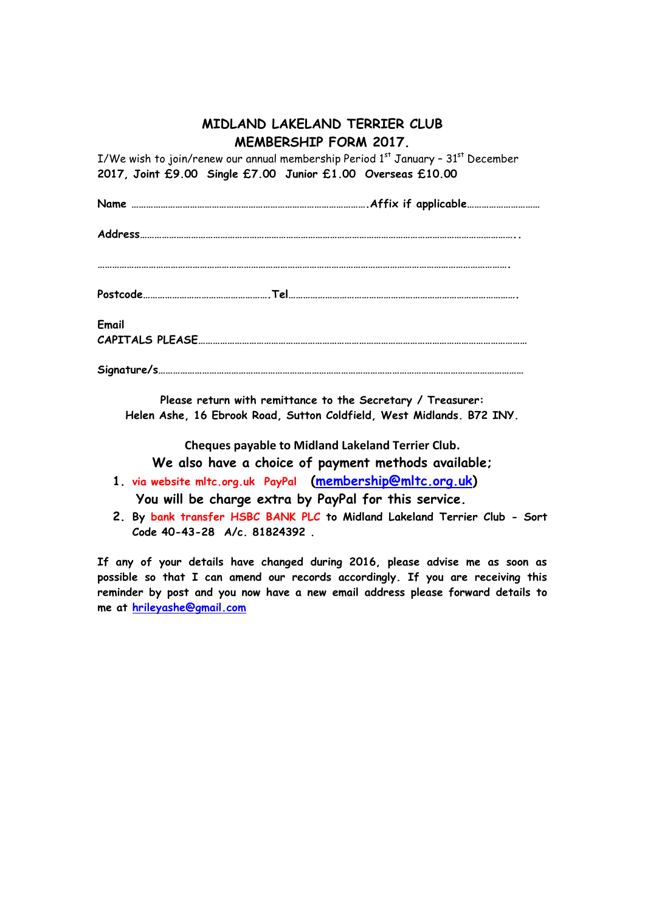# MIDLAND LAKELAND TERRIER CLUB
## MEMBERSHIP FORM 2017.

I/We wish to join/renew our annual membership Period 1st January – 31st December **2017, Joint £9.00 Single £7.00 Junior £1.00 Overseas £10.00**

**Name** …………………………………………………………………………………….**Affix if applicable**…………………………

**Address**………………………………………………………………………………………………………………………………..

……………………………………………………………………………………………………………………………………………….

**Postcode**…………………………………………….**Tel**……………………………………………………………………………….

**Email**
**CAPITALS PLEASE**……………………………………………………………………………………………………………………

**Signature/s**…………………………………………………………………………………………………………………………

**Please return with remittance to the Secretary / Treasurer:**
**Helen Ashe, 16 Ebrook Road, Sutton Coldfield, West Midlands. B72 1NY.**

**Cheques payable to Midland Lakeland Terrier Club.**

**We also have a choice of payment methods available;**

1. **via website mltc.org.uk PayPal (membership@mltc.org.uk)**
   **You will be charge extra by PayPal for this service.**
2. **By bank transfer HSBC BANK PLC to Midland Lakeland Terrier Club - Sort Code 40-43-28 A/c. 81824392 .**

**If any of your details have changed during 2016, please advise me as soon as possible so that I can amend our records accordingly. If you are receiving this reminder by post and you now have a new email address please forward details to me at hrileyashe@gmail.com**